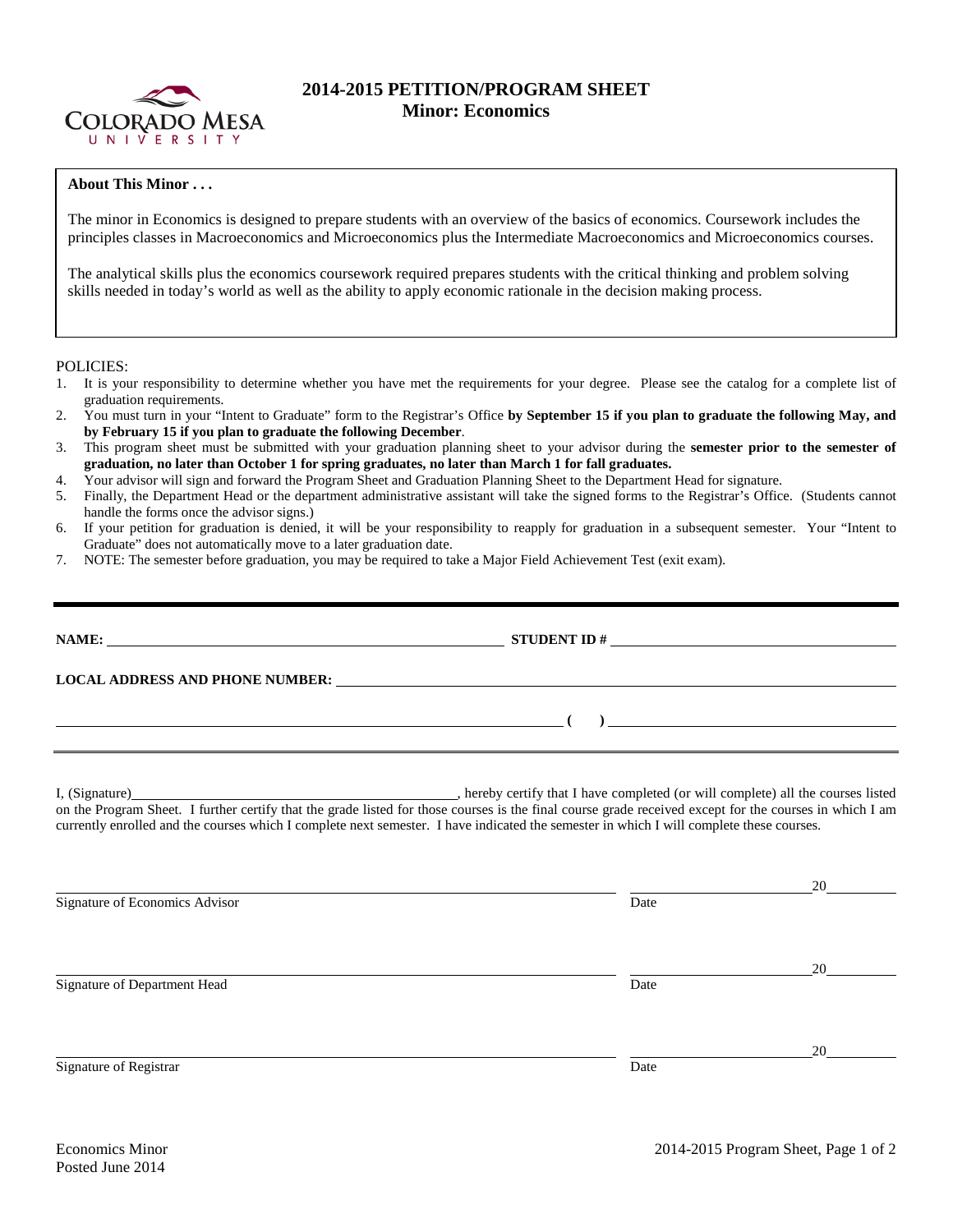# 2014-2015 PETITION/PROGRAM SHEET

## Minor: Economics

**About This Minor . . .**

The minor in Economics is designed to prepare students with an overview of the basics of economics. Coursework includes the principles classes in Macroeconomics and Microeconomics plus the Intermediate Macroeconomics and Microeconomics courses.

The analytical skills plus the economics coursework required prepares students with the critical thinking and problem solving skills needed in today's world as well as the ability to apply economic rationale in the decision making process.

POLICIES:

1. It is your responsibility to determine whether you have met the requirements for your degree. Please see the catalog for a complete list of graduation requirements.
2. You must turn in your "Intent to Graduate" form to the Registrar's Office **by September 15 if you plan to graduate the following May, and by February 15 if you plan to graduate the following December**.
3. This program sheet must be submitted with your graduation planning sheet to your advisor during the **semester prior to the semester of graduation, no later than October 1 for spring graduates, no later than March 1 for fall graduates.**
4. Your advisor will sign and forward the Program Sheet and Graduation Planning Sheet to the Department Head for signature.
5. Finally, the Department Head or the department administrative assistant will take the signed forms to the Registrar's Office. (Students cannot handle the forms once the advisor signs.)
6. If your petition for graduation is denied, it will be your responsibility to reapply for graduation in a subsequent semester. Your "Intent to Graduate" does not automatically move to a later graduation date.
7. NOTE: The semester before graduation, you may be required to take a Major Field Achievement Test (exit exam).

---

**NAME:** ______________________________ **STUDENT ID #** ______________________________

**LOCAL ADDRESS AND PHONE NUMBER:** ______________________________

______________________________ **( )** ______________________________

---

I, (Signature)______________________________, hereby certify that I have completed (or will complete) all the courses listed on the Program Sheet. I further certify that the grade listed for those courses is the final course grade received except for the courses in which I am currently enrolled and the courses which I complete next semester. I have indicated the semester in which I will complete these courses.

______________________________ ______________________ 20______
Signature of Economics Advisor Date

______________________________ ______________________ 20______
Signature of Department Head Date

______________________________ ______________________ 20______
Signature of Registrar Date

Economics Minor
Posted June 2014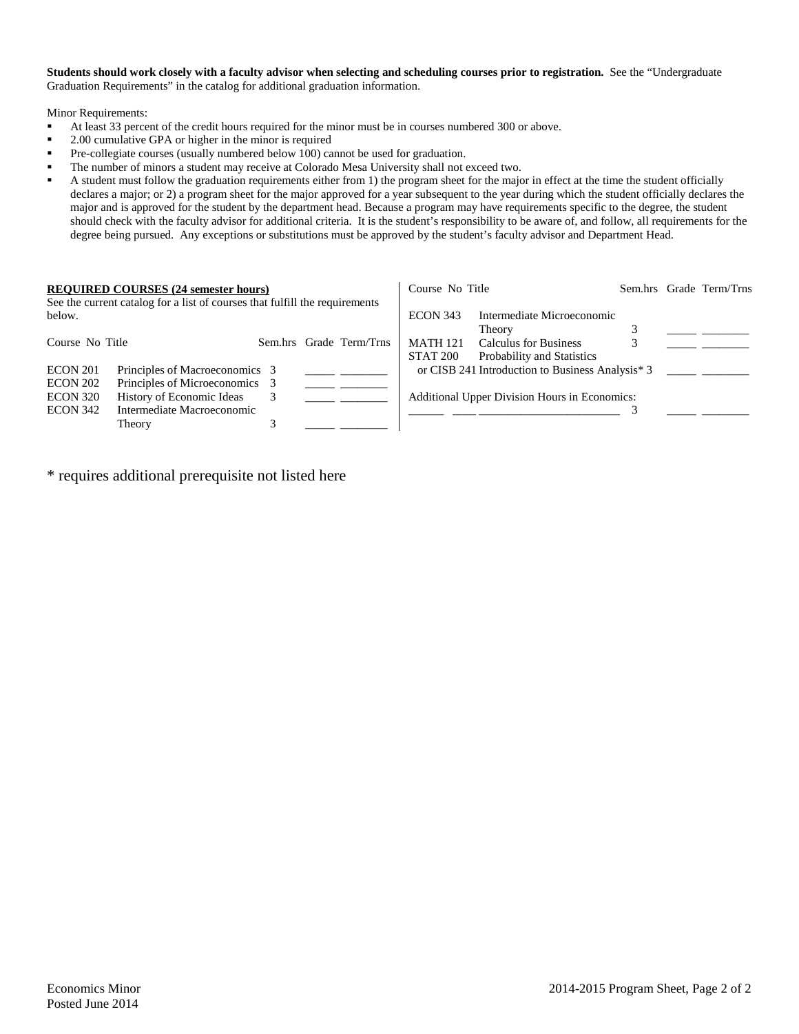**Students should work closely with a faculty advisor when selecting and scheduling courses prior to registration.** See the "Undergraduate Graduation Requirements" in the catalog for additional graduation information.

Minor Requirements:

- At least 33 percent of the credit hours required for the minor must be in courses numbered 300 or above.
- 2.00 cumulative GPA or higher in the minor is required
- Pre-collegiate courses (usually numbered below 100) cannot be used for graduation.
- The number of minors a student may receive at Colorado Mesa University shall not exceed two.
- A student must follow the graduation requirements either from 1) the program sheet for the major in effect at the time the student officially declares a major; or 2) a program sheet for the major approved for a year subsequent to the year during which the student officially declares the major and is approved for the student by the department head. Because a program may have requirements specific to the degree, the student should check with the faculty advisor for additional criteria. It is the student's responsibility to be aware of, and follow, all requirements for the degree being pursued. Any exceptions or substitutions must be approved by the student's faculty advisor and Department Head.

**REQUIRED COURSES (24 semester hours)**

See the current catalog for a list of courses that fulfill the requirements below.

| Course No | Title | Sem.hrs | Grade | Term/Trns |
|---|---|---|---|---|
| ECON 201 | Principles of Macroeconomics | 3 | _____ | ________ |
| ECON 202 | Principles of Microeconomics | 3 | _____ | ________ |
| ECON 320 | History of Economic Ideas | 3 | _____ | ________ |
| ECON 342 | Intermediate Macroeconomic Theory | 3 | _____ | ________ |
| ECON 343 | Intermediate Microeconomic Theory | 3 | _____ | ________ |
| MATH 121 | Calculus for Business | 3 | _____ | ________ |
| STAT 200 or CISB 241 | Probability and Statistics or Introduction to Business Analysis* | 3 | _____ | ________ |
| Additional Upper Division Hours in Economics: | | | | |
| ______ ____ | ________________________ | 3 | _____ | ________ |

\* requires additional prerequisite not listed here

Economics Minor
Posted June 2014